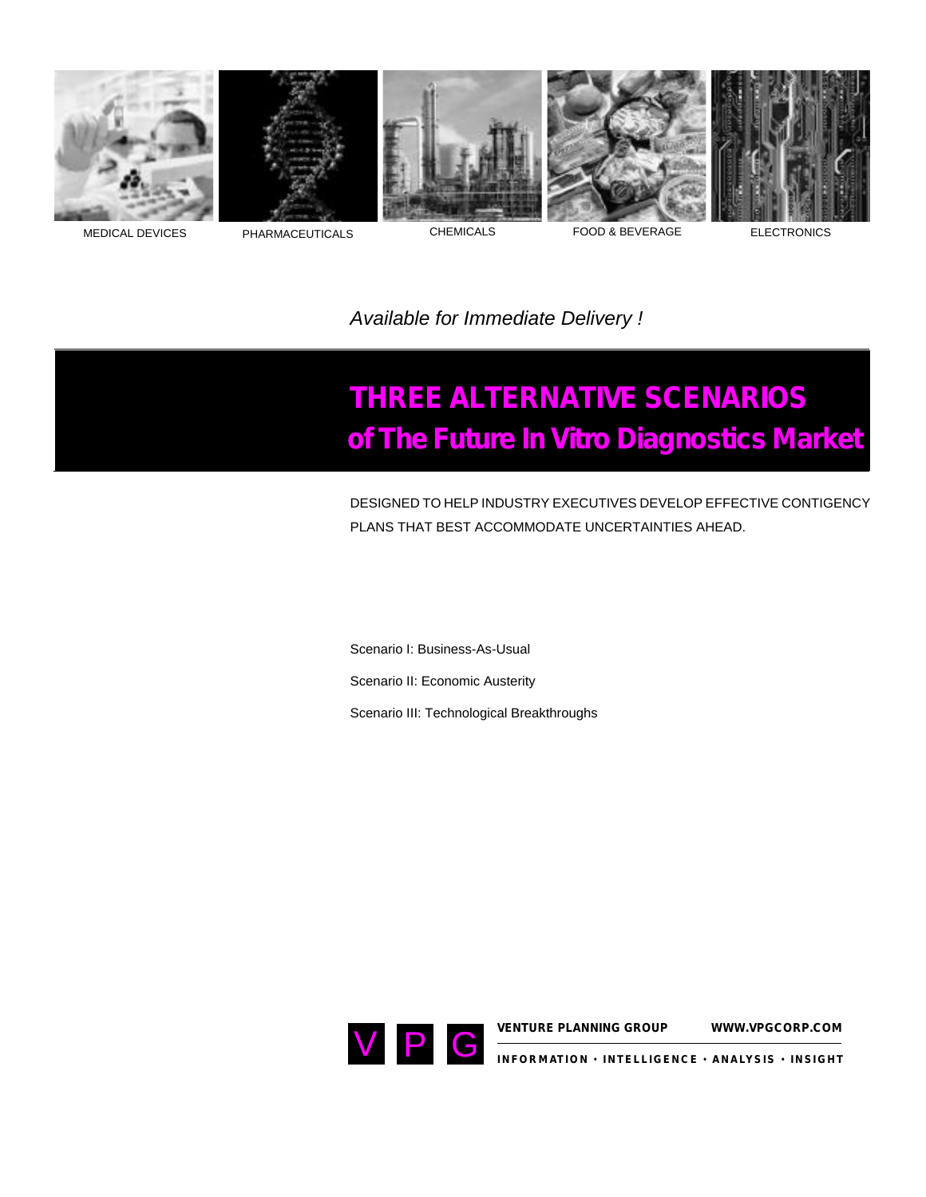MEDICAL DEVICES PHARMACEUTICALS CHEMICALS FOOD & BEVERAGE ELECTRONICS

*Available for Immediate Delivery !*

# THREE ALTERNATIVE SCENARIOS of The Future In Vitro Diagnostics Market

DESIGNED TO HELP INDUSTRY EXECUTIVES DEVELOP EFFECTIVE CONTIGENCY PLANS THAT BEST ACCOMMODATE UNCERTAINTIES AHEAD.

Scenario I: Business-As-Usual

Scenario II: Economic Austerity

Scenario III: Technological Breakthroughs

VPG

**VENTURE PLANNING GROUP** **WWW.VPGCORP.COM**

**INFORMATION • INTELLIGENCE • ANALYSIS • INSIGHT**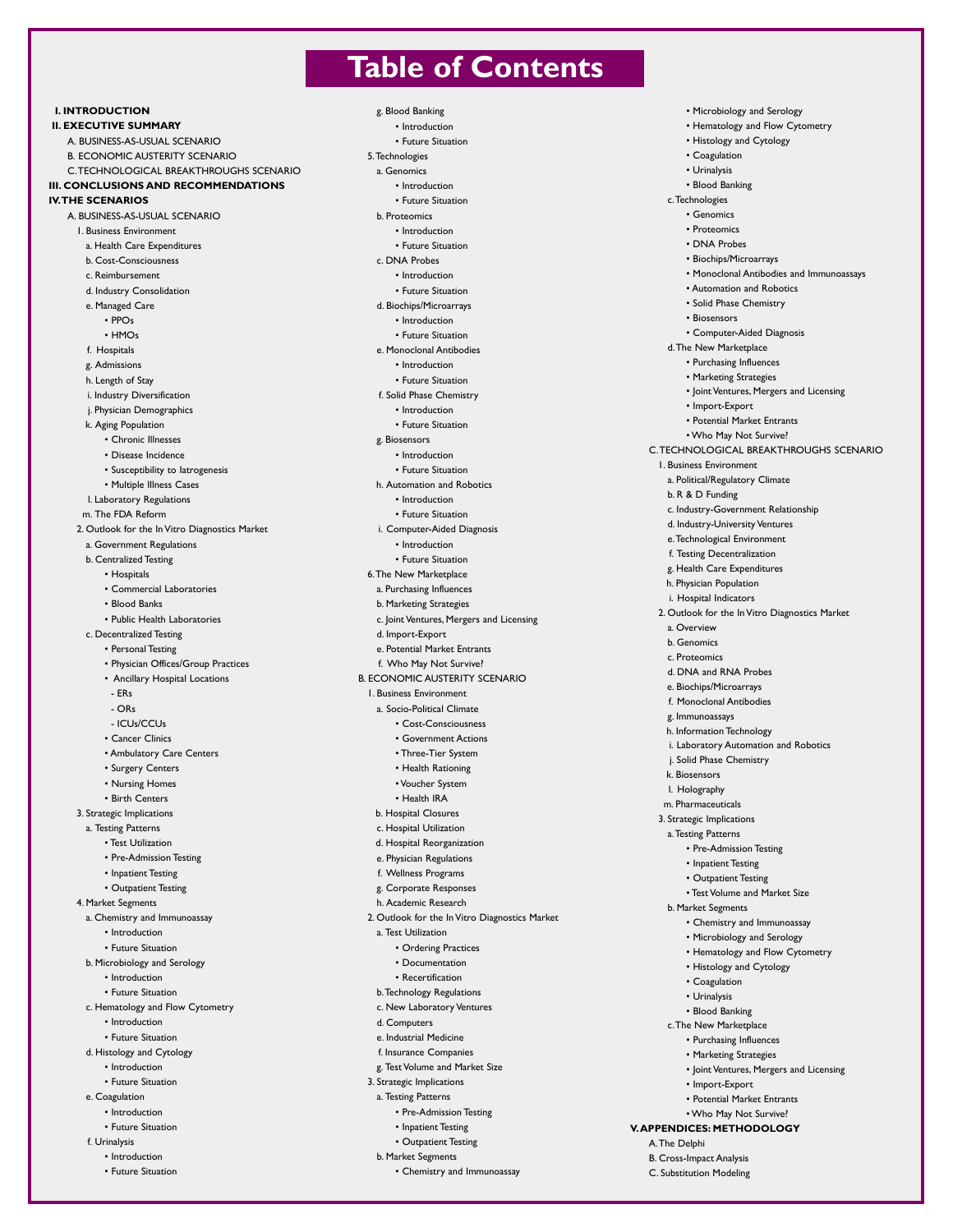# Table of Contents

**I. INTRODUCTION**

**II. EXECUTIVE SUMMARY**

- A. BUSINESS-AS-USUAL SCENARIO
- B. ECONOMIC AUSTERITY SCENARIO
- C. TECHNOLOGICAL BREAKTHROUGHS SCENARIO

**III. CONCLUSIONS AND RECOMMENDATIONS**

**IV. THE SCENARIOS**

- A. BUSINESS-AS-USUAL SCENARIO
  - 1. Business Environment
    - a. Health Care Expenditures
    - b. Cost-Consciousness
    - c. Reimbursement
    - d. Industry Consolidation
    - e. Managed Care
      - PPOs
      - HMOs
    - f. Hospitals
    - g. Admissions
    - h. Length of Stay
    - i. Industry Diversification
    - j. Physician Demographics
    - k. Aging Population
      - Chronic Illnesses
      - Disease Incidence
      - Susceptibility to Iatrogenesis
      - Multiple Illness Cases
    - l. Laboratory Regulations
    - m. The FDA Reform
  - 2. Outlook for the In Vitro Diagnostics Market
    - a. Government Regulations
    - b. Centralized Testing
      - Hospitals
      - Commercial Laboratories
      - Blood Banks
      - Public Health Laboratories
    - c. Decentralized Testing
      - Personal Testing
      - Physician Offices/Group Practices
      - Ancillary Hospital Locations
        - ERs
        - ORs
        - ICUs/CCUs
      - Cancer Clinics
      - Ambulatory Care Centers
      - Surgery Centers
      - Nursing Homes
      - Birth Centers
  - 3. Strategic Implications
    - a. Testing Patterns
      - Test Utilization
      - Pre-Admission Testing
      - Inpatient Testing
      - Outpatient Testing
  - 4. Market Segments
    - a. Chemistry and Immunoassay
      - Introduction
      - Future Situation
    - b. Microbiology and Serology
      - Introduction
      - Future Situation
    - c. Hematology and Flow Cytometry
      - Introduction
      - Future Situation
    - d. Histology and Cytology
      - Introduction
      - Future Situation
    - e. Coagulation
      - Introduction
      - Future Situation
    - f. Urinalysis
      - Introduction
      - Future Situation
    - g. Blood Banking
      - Introduction
      - Future Situation
  - 5. Technologies
    - a. Genomics
      - Introduction
      - Future Situation
    - b. Proteomics
      - Introduction
      - Future Situation
    - c. DNA Probes
      - Introduction
      - Future Situation
    - d. Biochips/Microarrays
      - Introduction
      - Future Situation
    - e. Monoclonal Antibodies
      - Introduction
      - Future Situation
    - f. Solid Phase Chemistry
      - Introduction
      - Future Situation
    - g. Biosensors
      - Introduction
      - Future Situation
    - h. Automation and Robotics
      - Introduction
      - Future Situation
    - i. Computer-Aided Diagnosis
      - Introduction
      - Future Situation
  - 6. The New Marketplace
    - a. Purchasing Influences
    - b. Marketing Strategies
    - c. Joint Ventures, Mergers and Licensing
    - d. Import-Export
    - e. Potential Market Entrants
    - f. Who May Not Survive?
- B. ECONOMIC AUSTERITY SCENARIO
  - 1. Business Environment
    - a. Socio-Political Climate
      - Cost-Consciousness
      - Government Actions
      - Three-Tier System
      - Health Rationing
      - Voucher System
      - Health IRA
    - b. Hospital Closures
    - c. Hospital Utilization
    - d. Hospital Reorganization
    - e. Physician Regulations
    - f. Wellness Programs
    - g. Corporate Responses
    - h. Academic Research
  - 2. Outlook for the In Vitro Diagnostics Market
    - a. Test Utilization
      - Ordering Practices
      - Documentation
      - Recertification
    - b. Technology Regulations
    - c. New Laboratory Ventures
    - d. Computers
    - e. Industrial Medicine
    - f. Insurance Companies
    - g. Test Volume and Market Size
  - 3. Strategic Implications
    - a. Testing Patterns
      - Pre-Admission Testing
      - Inpatient Testing
      - Outpatient Testing
    - b. Market Segments
      - Chemistry and Immunoassay
      - Microbiology and Serology
      - Hematology and Flow Cytometry
      - Histology and Cytology
      - Coagulation
      - Urinalysis
      - Blood Banking
    - c. Technologies
      - Genomics
      - Proteomics
      - DNA Probes
      - Biochips/Microarrays
      - Monoclonal Antibodies and Immunoassays
      - Automation and Robotics
      - Solid Phase Chemistry
      - Biosensors
      - Computer-Aided Diagnosis
    - d. The New Marketplace
      - Purchasing Influences
      - Marketing Strategies
      - Joint Ventures, Mergers and Licensing
      - Import-Export
      - Potential Market Entrants
      - Who May Not Survive?
- C. TECHNOLOGICAL BREAKTHROUGHS SCENARIO
  - 1. Business Environment
    - a. Political/Regulatory Climate
    - b. R & D Funding
    - c. Industry-Government Relationship
    - d. Industry-University Ventures
    - e. Technological Environment
    - f. Testing Decentralization
    - g. Health Care Expenditures
    - h. Physician Population
    - i. Hospital Indicators
  - 2. Outlook for the In Vitro Diagnostics Market
    - a. Overview
    - b. Genomics
    - c. Proteomics
    - d. DNA and RNA Probes
    - e. Biochips/Microarrays
    - f. Monoclonal Antibodies
    - g. Immunoassays
    - h. Information Technology
    - i. Laboratory Automation and Robotics
    - j. Solid Phase Chemistry
    - k. Biosensors
    - l. Holography
    - m. Pharmaceuticals
  - 3. Strategic Implications
    - a. Testing Patterns
      - Pre-Admission Testing
      - Inpatient Testing
      - Outpatient Testing
      - Test Volume and Market Size
    - b. Market Segments
      - Chemistry and Immunoassay
      - Microbiology and Serology
      - Hematology and Flow Cytometry
      - Histology and Cytology
      - Coagulation
      - Urinalysis
      - Blood Banking
    - c. The New Marketplace
      - Purchasing Influences
      - Marketing Strategies
      - Joint Ventures, Mergers and Licensing
      - Import-Export
      - Potential Market Entrants
      - Who May Not Survive?

**V. APPENDICES: METHODOLOGY**

- A. The Delphi
- B. Cross-Impact Analysis
- C. Substitution Modeling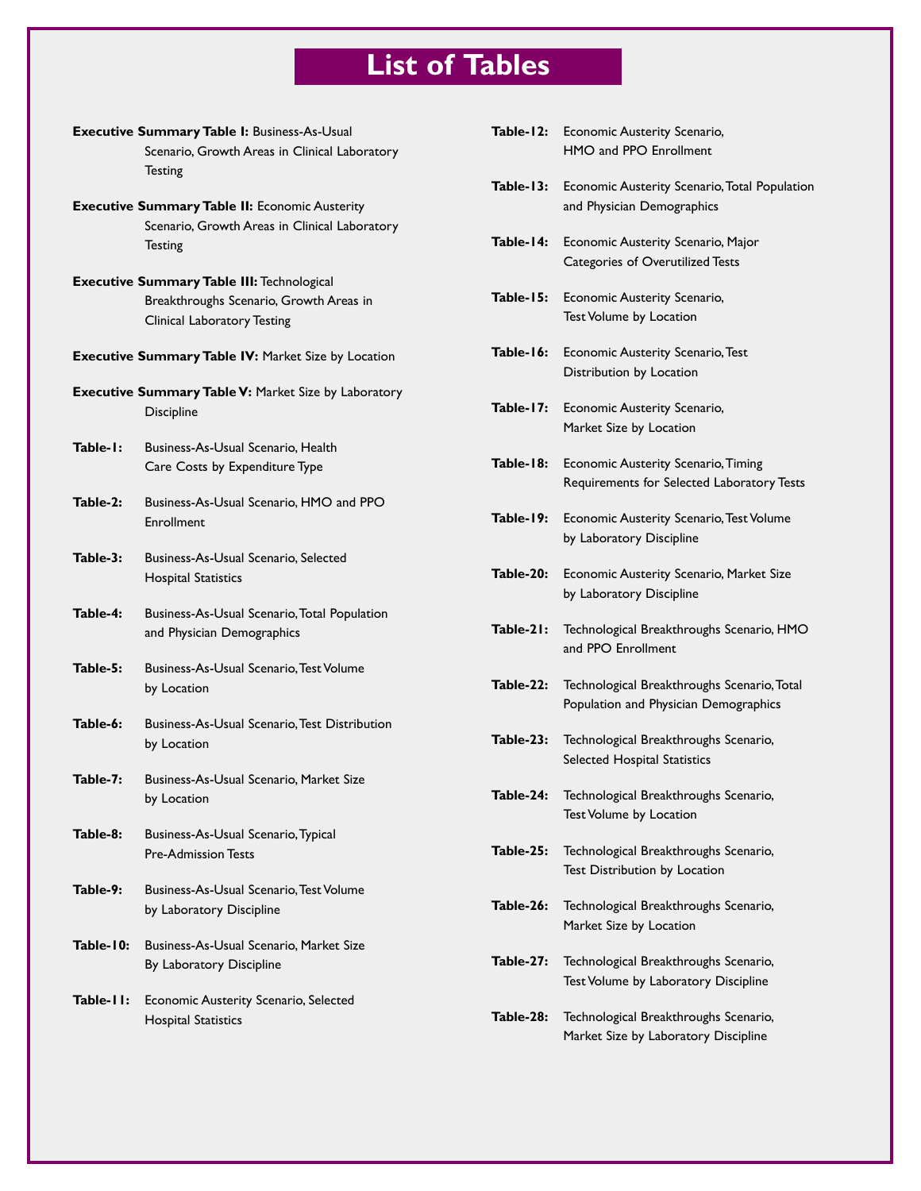# List of Tables

**Executive Summary Table I:** Business-As-Usual Scenario, Growth Areas in Clinical Laboratory Testing

**Executive Summary Table II:** Economic Austerity Scenario, Growth Areas in Clinical Laboratory Testing

**Executive Summary Table III:** Technological Breakthroughs Scenario, Growth Areas in Clinical Laboratory Testing

**Executive Summary Table IV:** Market Size by Location

**Executive Summary Table V:** Market Size by Laboratory Discipline

**Table-1:** Business-As-Usual Scenario, Health Care Costs by Expenditure Type

**Table-2:** Business-As-Usual Scenario, HMO and PPO Enrollment

**Table-3:** Business-As-Usual Scenario, Selected Hospital Statistics

**Table-4:** Business-As-Usual Scenario, Total Population and Physician Demographics

**Table-5:** Business-As-Usual Scenario, Test Volume by Location

**Table-6:** Business-As-Usual Scenario, Test Distribution by Location

**Table-7:** Business-As-Usual Scenario, Market Size by Location

**Table-8:** Business-As-Usual Scenario, Typical Pre-Admission Tests

**Table-9:** Business-As-Usual Scenario, Test Volume by Laboratory Discipline

**Table-10:** Business-As-Usual Scenario, Market Size By Laboratory Discipline

**Table-11:** Economic Austerity Scenario, Selected Hospital Statistics

**Table-12:** Economic Austerity Scenario, HMO and PPO Enrollment

**Table-13:** Economic Austerity Scenario, Total Population and Physician Demographics

**Table-14:** Economic Austerity Scenario, Major Categories of Overutilized Tests

**Table-15:** Economic Austerity Scenario, Test Volume by Location

**Table-16:** Economic Austerity Scenario, Test Distribution by Location

**Table-17:** Economic Austerity Scenario, Market Size by Location

**Table-18:** Economic Austerity Scenario, Timing Requirements for Selected Laboratory Tests

**Table-19:** Economic Austerity Scenario, Test Volume by Laboratory Discipline

**Table-20:** Economic Austerity Scenario, Market Size by Laboratory Discipline

**Table-21:** Technological Breakthroughs Scenario, HMO and PPO Enrollment

**Table-22:** Technological Breakthroughs Scenario, Total Population and Physician Demographics

**Table-23:** Technological Breakthroughs Scenario, Selected Hospital Statistics

**Table-24:** Technological Breakthroughs Scenario, Test Volume by Location

**Table-25:** Technological Breakthroughs Scenario, Test Distribution by Location

**Table-26:** Technological Breakthroughs Scenario, Market Size by Location

**Table-27:** Technological Breakthroughs Scenario, Test Volume by Laboratory Discipline

**Table-28:** Technological Breakthroughs Scenario, Market Size by Laboratory Discipline